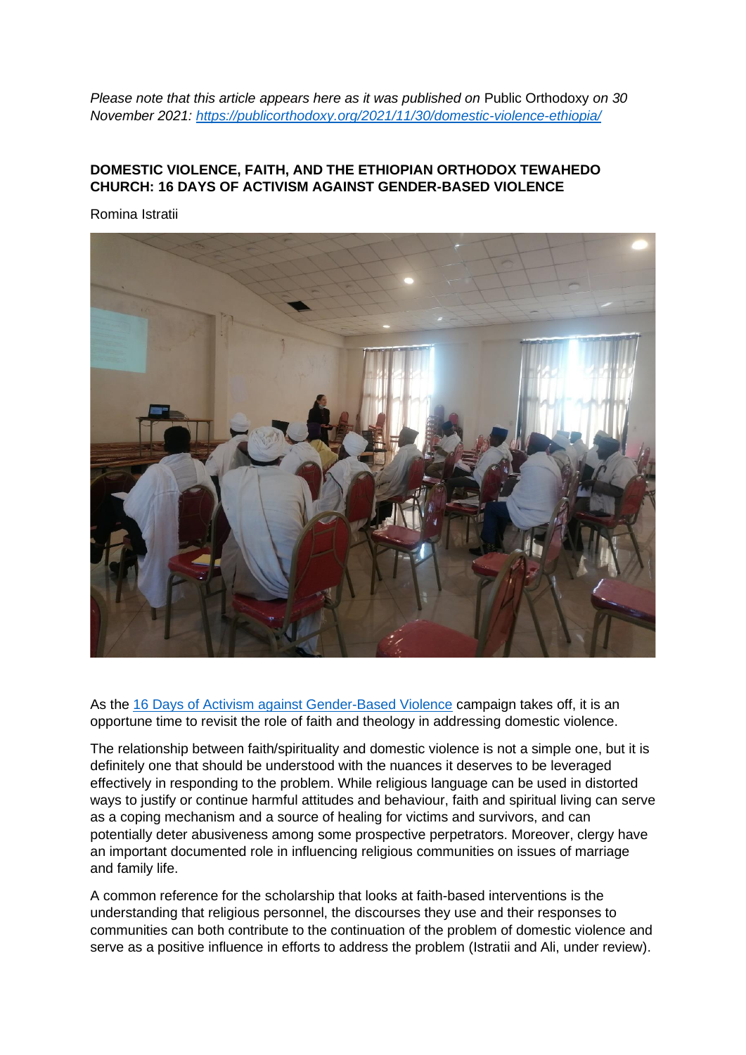*Please note that this article appears here as it was published on* Public Orthodoxy *on 30 November 2021: [https://publicorthodoxy.org/2021/11/30/domestic-violence-ethiopia/](https://publicorthodoxy.org/2021/11/30/domestic-violence-ethiopia/)*

# DOMESTIC VIOLENCE, FAITH, AND THE ETHIOPIAN ORTHODOX TEWAHEDO CHURCH: 16 DAYS OF ACTIVISM AGAINST GENDER-BASED VIOLENCE

Romina Istratii

As the [16 Days of Activism against Gender-Based Violence](https://www.unwomen.org/en/what-we-do/ending-violence-against-women/take-action/16-days-of-activism) campaign takes off, it is an opportune time to revisit the role of faith and theology in addressing domestic violence.

The relationship between faith/spirituality and domestic violence is not a simple one, but it is definitely one that should be understood with the nuances it deserves to be leveraged effectively in responding to the problem. While religious language can be used in distorted ways to justify or continue harmful attitudes and behaviour, faith and spiritual living can serve as a coping mechanism and a source of healing for victims and survivors, and can potentially deter abusiveness among some prospective perpetrators. Moreover, clergy have an important documented role in influencing religious communities on issues of marriage and family life.

A common reference for the scholarship that looks at faith-based interventions is the understanding that religious personnel, the discourses they use and their responses to communities can both contribute to the continuation of the problem of domestic violence and serve as a positive influence in efforts to address the problem (Istratii and Ali, under review).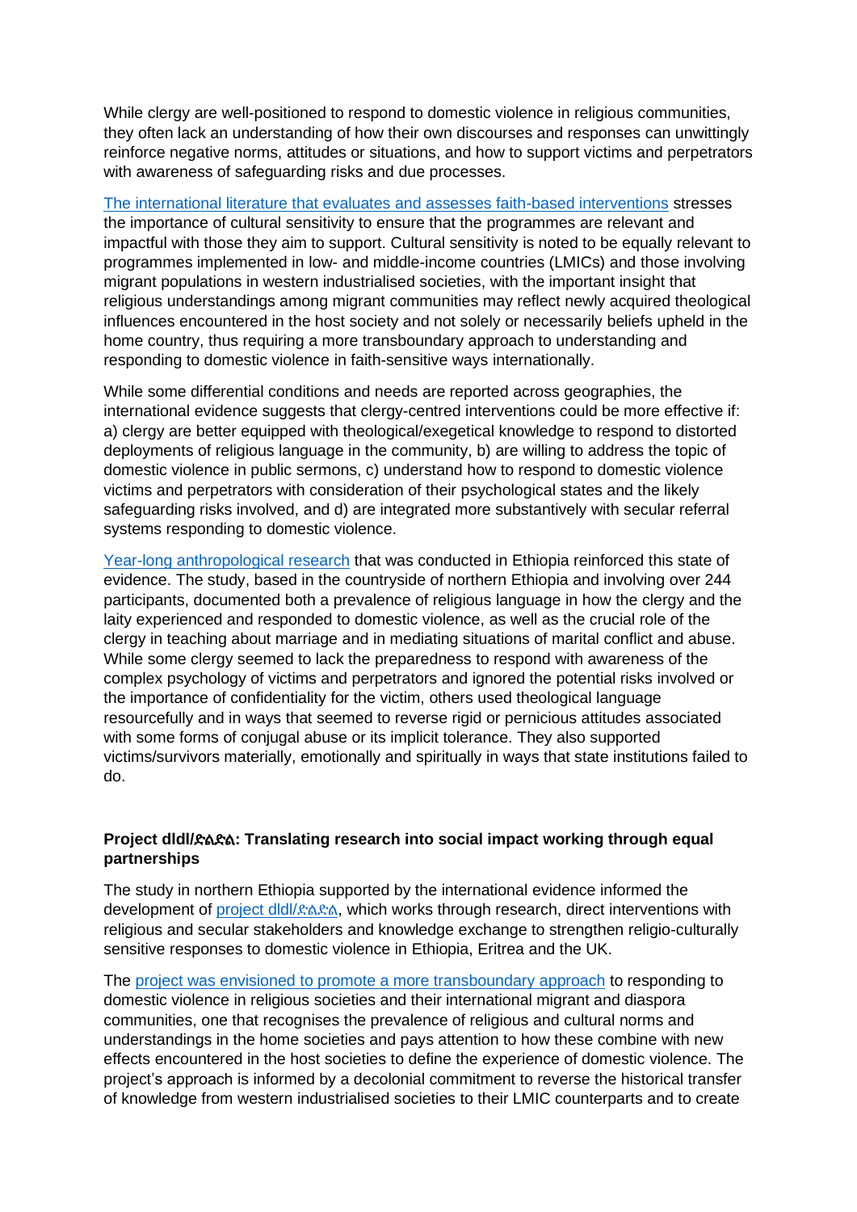While clergy are well-positioned to respond to domestic violence in religious communities, they often lack an understanding of how their own discourses and responses can unwittingly reinforce negative norms, attitudes or situations, and how to support victims and perpetrators with awareness of safeguarding risks and due processes.

[The international literature that evaluates and assesses faith-based interventions] stresses the importance of cultural sensitivity to ensure that the programmes are relevant and impactful with those they aim to support. Cultural sensitivity is noted to be equally relevant to programmes implemented in low- and middle-income countries (LMICs) and those involving migrant populations in western industrialised societies, with the important insight that religious understandings among migrant communities may reflect newly acquired theological influences encountered in the host society and not solely or necessarily beliefs upheld in the home country, thus requiring a more transboundary approach to understanding and responding to domestic violence in faith-sensitive ways internationally.

While some differential conditions and needs are reported across geographies, the international evidence suggests that clergy-centred interventions could be more effective if: a) clergy are better equipped with theological/exegetical knowledge to respond to distorted deployments of religious language in the community, b) are willing to address the topic of domestic violence in public sermons, c) understand how to respond to domestic violence victims and perpetrators with consideration of their psychological states and the likely safeguarding risks involved, and d) are integrated more substantively with secular referral systems responding to domestic violence.

[Year-long anthropological research] that was conducted in Ethiopia reinforced this state of evidence. The study, based in the countryside of northern Ethiopia and involving over 244 participants, documented both a prevalence of religious language in how the clergy and the laity experienced and responded to domestic violence, as well as the crucial role of the clergy in teaching about marriage and in mediating situations of marital conflict and abuse. While some clergy seemed to lack the preparedness to respond with awareness of the complex psychology of victims and perpetrators and ignored the potential risks involved or the importance of confidentiality for the victim, others used theological language resourcefully and in ways that seemed to reverse rigid or pernicious attitudes associated with some forms of conjugal abuse or its implicit tolerance. They also supported victims/survivors materially, emotionally and spiritually in ways that state institutions failed to do.

**Project dldl/ድልድል: Translating research into social impact working through equal partnerships**

The study in northern Ethiopia supported by the international evidence informed the development of [project dldl/ድልድል], which works through research, direct interventions with religious and secular stakeholders and knowledge exchange to strengthen religio-culturally sensitive responses to domestic violence in Ethiopia, Eritrea and the UK.

The [project was envisioned to promote a more transboundary approach] to responding to domestic violence in religious societies and their international migrant and diaspora communities, one that recognises the prevalence of religious and cultural norms and understandings in the home societies and pays attention to how these combine with new effects encountered in the host societies to define the experience of domestic violence. The project's approach is informed by a decolonial commitment to reverse the historical transfer of knowledge from western industrialised societies to their LMIC counterparts and to create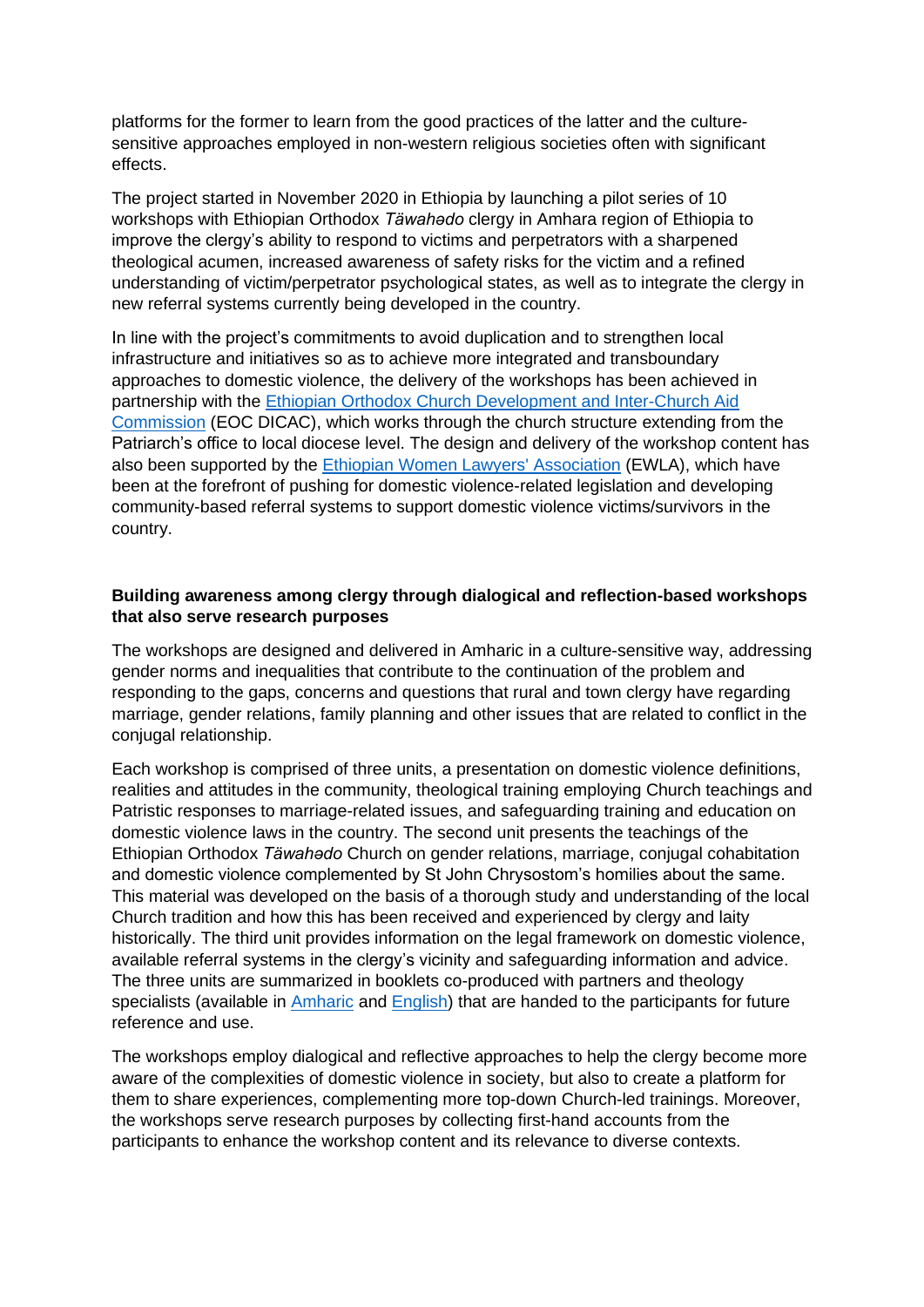platforms for the former to learn from the good practices of the latter and the culture-sensitive approaches employed in non-western religious societies often with significant effects.

The project started in November 2020 in Ethiopia by launching a pilot series of 10 workshops with Ethiopian Orthodox *Täwahədo* clergy in Amhara region of Ethiopia to improve the clergy's ability to respond to victims and perpetrators with a sharpened theological acumen, increased awareness of safety risks for the victim and a refined understanding of victim/perpetrator psychological states, as well as to integrate the clergy in new referral systems currently being developed in the country.

In line with the project's commitments to avoid duplication and to strengthen local infrastructure and initiatives so as to achieve more integrated and transboundary approaches to domestic violence, the delivery of the workshops has been achieved in partnership with the Ethiopian Orthodox Church Development and Inter-Church Aid Commission (EOC DICAC), which works through the church structure extending from the Patriarch's office to local diocese level. The design and delivery of the workshop content has also been supported by the Ethiopian Women Lawyers' Association (EWLA), which have been at the forefront of pushing for domestic violence-related legislation and developing community-based referral systems to support domestic violence victims/survivors in the country.

**Building awareness among clergy through dialogical and reflection-based workshops that also serve research purposes**

The workshops are designed and delivered in Amharic in a culture-sensitive way, addressing gender norms and inequalities that contribute to the continuation of the problem and responding to the gaps, concerns and questions that rural and town clergy have regarding marriage, gender relations, family planning and other issues that are related to conflict in the conjugal relationship.

Each workshop is comprised of three units, a presentation on domestic violence definitions, realities and attitudes in the community, theological training employing Church teachings and Patristic responses to marriage-related issues, and safeguarding training and education on domestic violence laws in the country. The second unit presents the teachings of the Ethiopian Orthodox *Täwahədo* Church on gender relations, marriage, conjugal cohabitation and domestic violence complemented by St John Chrysostom's homilies about the same. This material was developed on the basis of a thorough study and understanding of the local Church tradition and how this has been received and experienced by clergy and laity historically. The third unit provides information on the legal framework on domestic violence, available referral systems in the clergy's vicinity and safeguarding information and advice. The three units are summarized in booklets co-produced with partners and theology specialists (available in Amharic and English) that are handed to the participants for future reference and use.

The workshops employ dialogical and reflective approaches to help the clergy become more aware of the complexities of domestic violence in society, but also to create a platform for them to share experiences, complementing more top-down Church-led trainings. Moreover, the workshops serve research purposes by collecting first-hand accounts from the participants to enhance the workshop content and its relevance to diverse contexts.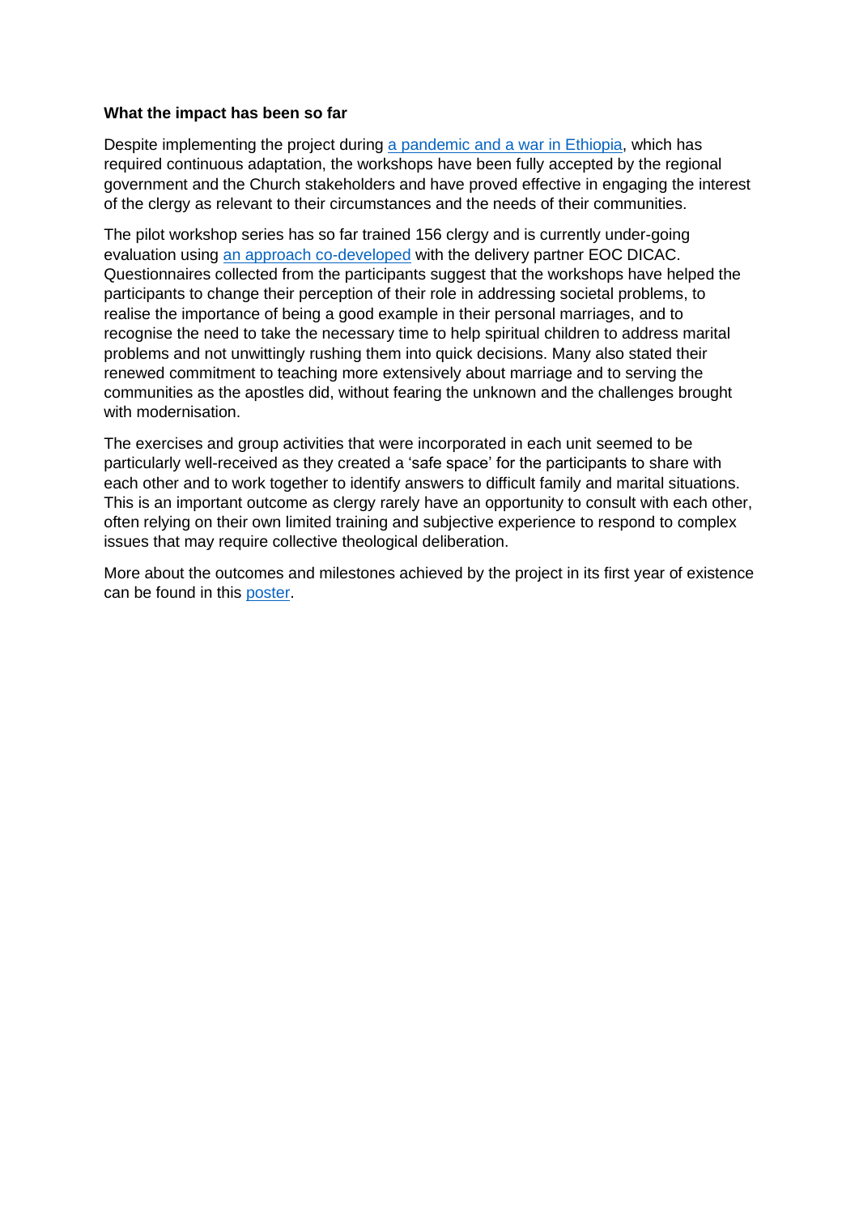**What the impact has been so far**

Despite implementing the project during a pandemic and a war in Ethiopia, which has required continuous adaptation, the workshops have been fully accepted by the regional government and the Church stakeholders and have proved effective in engaging the interest of the clergy as relevant to their circumstances and the needs of their communities.

The pilot workshop series has so far trained 156 clergy and is currently under-going evaluation using an approach co-developed with the delivery partner EOC DICAC. Questionnaires collected from the participants suggest that the workshops have helped the participants to change their perception of their role in addressing societal problems, to realise the importance of being a good example in their personal marriages, and to recognise the need to take the necessary time to help spiritual children to address marital problems and not unwittingly rushing them into quick decisions. Many also stated their renewed commitment to teaching more extensively about marriage and to serving the communities as the apostles did, without fearing the unknown and the challenges brought with modernisation.

The exercises and group activities that were incorporated in each unit seemed to be particularly well-received as they created a 'safe space' for the participants to share with each other and to work together to identify answers to difficult family and marital situations. This is an important outcome as clergy rarely have an opportunity to consult with each other, often relying on their own limited training and subjective experience to respond to complex issues that may require collective theological deliberation.

More about the outcomes and milestones achieved by the project in its first year of existence can be found in this poster.